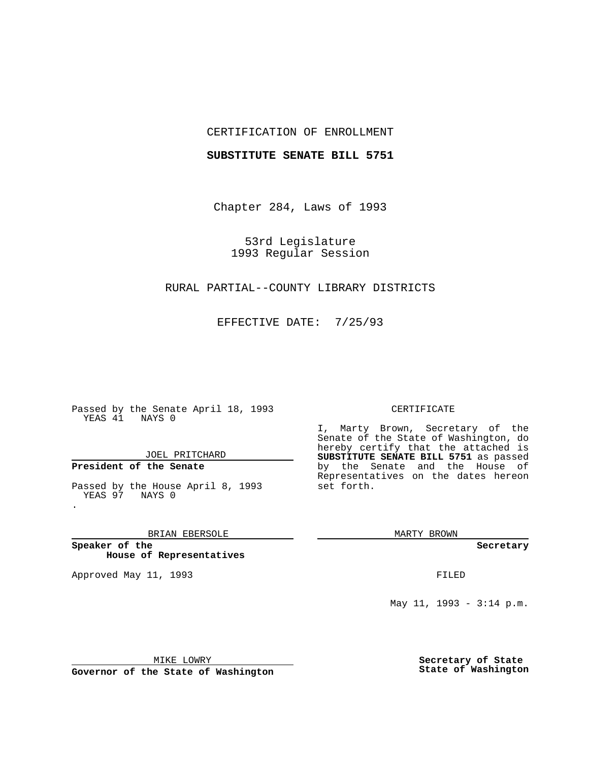CERTIFICATION OF ENROLLMENT

**SUBSTITUTE SENATE BILL 5751**

Chapter 284, Laws of 1993

53rd Legislature
1993 Regular Session

RURAL PARTIAL--COUNTY LIBRARY DISTRICTS

EFFECTIVE DATE: 7/25/93

Passed by the Senate April 18, 1993
YEAS 41 NAYS 0

JOEL PRITCHARD

**President of the Senate**

Passed by the House April 8, 1993
YEAS 97 NAYS 0

BRIAN EBERSOLE

**Speaker of the House of Representatives**

Approved May 11, 1993

MIKE LOWRY

**Governor of the State of Washington**

CERTIFICATE

I, Marty Brown, Secretary of the Senate of the State of Washington, do hereby certify that the attached is **SUBSTITUTE SENATE BILL 5751** as passed by the Senate and the House of Representatives on the dates hereon set forth.

MARTY BROWN

**Secretary**

FILED

May 11, 1993 - 3:14 p.m.

**Secretary of State**
**State of Washington**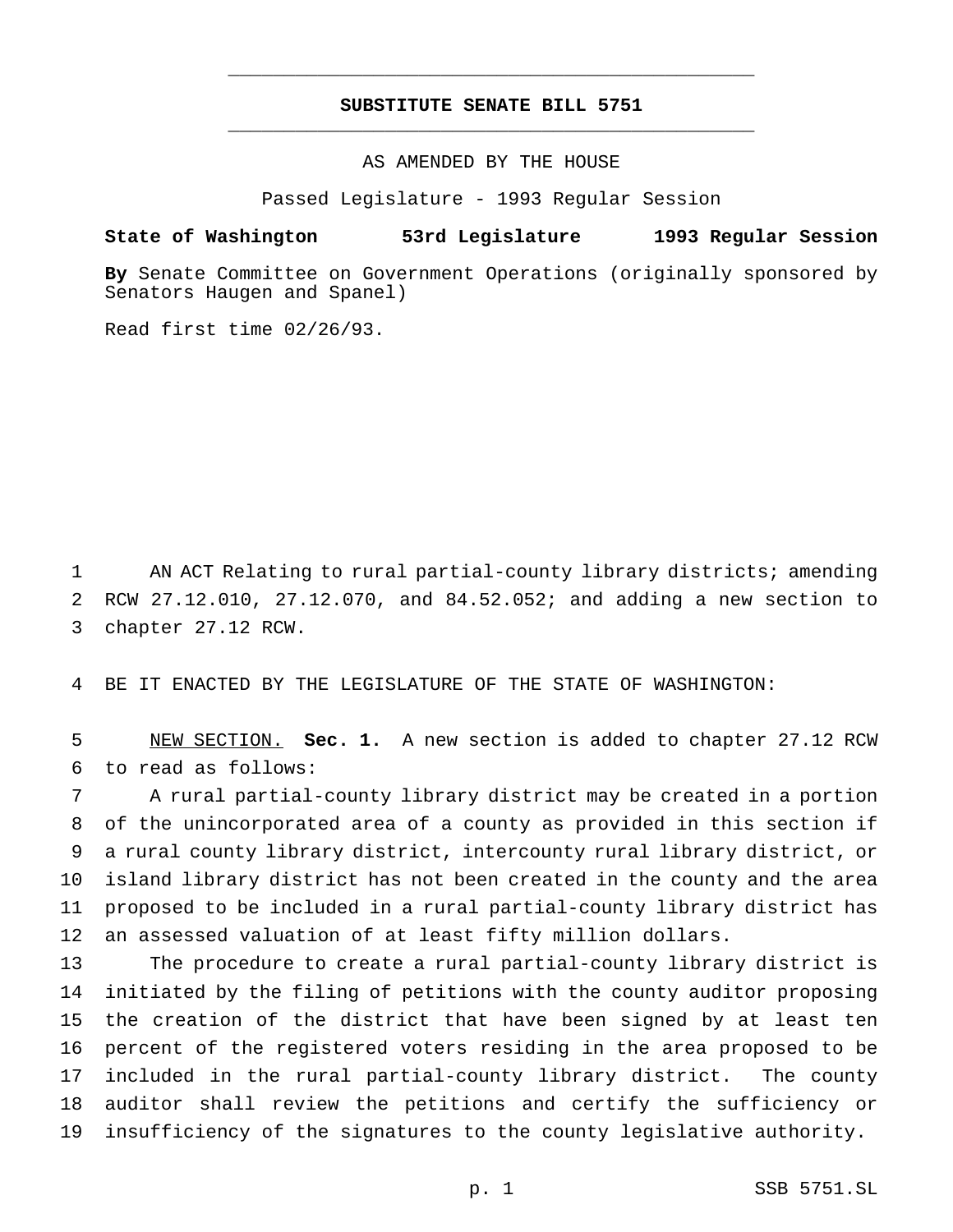# SUBSTITUTE SENATE BILL 5751

AS AMENDED BY THE HOUSE

Passed Legislature - 1993 Regular Session

**State of Washington 53rd Legislature 1993 Regular Session**

**By** Senate Committee on Government Operations (originally sponsored by Senators Haugen and Spanel)

Read first time 02/26/93.

1 AN ACT Relating to rural partial-county library districts; amending
2 RCW 27.12.010, 27.12.070, and 84.52.052; and adding a new section to
3 chapter 27.12 RCW.

4 BE IT ENACTED BY THE LEGISLATURE OF THE STATE OF WASHINGTON:

5 NEW SECTION. **Sec. 1.** A new section is added to chapter 27.12 RCW
6 to read as follows:

7 A rural partial-county library district may be created in a portion
8 of the unincorporated area of a county as provided in this section if
9 a rural county library district, intercounty rural library district, or
10 island library district has not been created in the county and the area
11 proposed to be included in a rural partial-county library district has
12 an assessed valuation of at least fifty million dollars.

13 The procedure to create a rural partial-county library district is
14 initiated by the filing of petitions with the county auditor proposing
15 the creation of the district that have been signed by at least ten
16 percent of the registered voters residing in the area proposed to be
17 included in the rural partial-county library district. The county
18 auditor shall review the petitions and certify the sufficiency or
19 insufficiency of the signatures to the county legislative authority.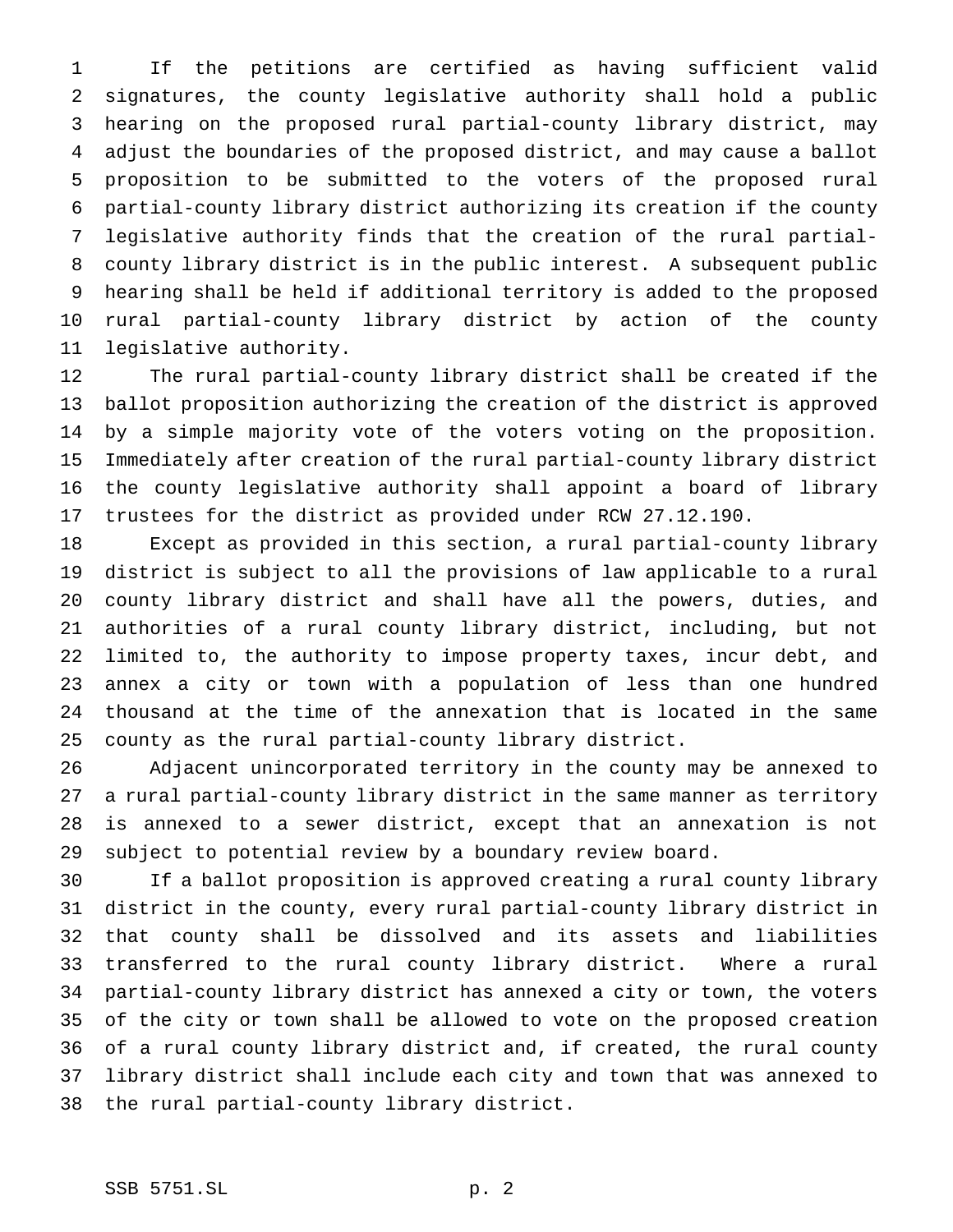If the petitions are certified as having sufficient valid signatures, the county legislative authority shall hold a public hearing on the proposed rural partial-county library district, may adjust the boundaries of the proposed district, and may cause a ballot proposition to be submitted to the voters of the proposed rural partial-county library district authorizing its creation if the county legislative authority finds that the creation of the rural partial-county library district is in the public interest. A subsequent public hearing shall be held if additional territory is added to the proposed rural partial-county library district by action of the county legislative authority.

The rural partial-county library district shall be created if the ballot proposition authorizing the creation of the district is approved by a simple majority vote of the voters voting on the proposition. Immediately after creation of the rural partial-county library district the county legislative authority shall appoint a board of library trustees for the district as provided under RCW 27.12.190.

Except as provided in this section, a rural partial-county library district is subject to all the provisions of law applicable to a rural county library district and shall have all the powers, duties, and authorities of a rural county library district, including, but not limited to, the authority to impose property taxes, incur debt, and annex a city or town with a population of less than one hundred thousand at the time of the annexation that is located in the same county as the rural partial-county library district.

Adjacent unincorporated territory in the county may be annexed to a rural partial-county library district in the same manner as territory is annexed to a sewer district, except that an annexation is not subject to potential review by a boundary review board.

If a ballot proposition is approved creating a rural county library district in the county, every rural partial-county library district in that county shall be dissolved and its assets and liabilities transferred to the rural county library district. Where a rural partial-county library district has annexed a city or town, the voters of the city or town shall be allowed to vote on the proposed creation of a rural county library district and, if created, the rural county library district shall include each city and town that was annexed to the rural partial-county library district.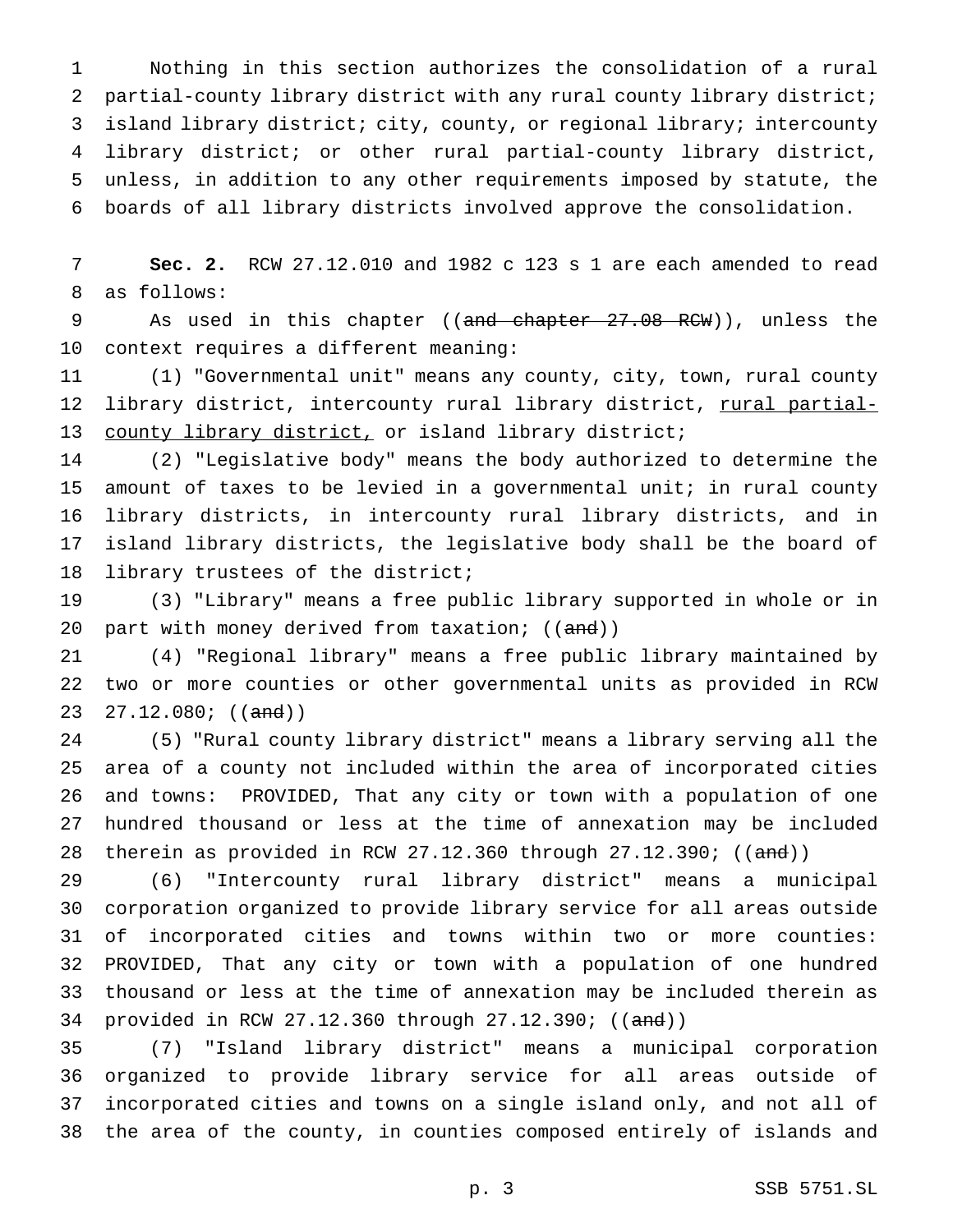Nothing in this section authorizes the consolidation of a rural partial-county library district with any rural county library district; island library district; city, county, or regional library; intercounty library district; or other rural partial-county library district, unless, in addition to any other requirements imposed by statute, the boards of all library districts involved approve the consolidation.

**Sec. 2.** RCW 27.12.010 and 1982 c 123 s 1 are each amended to read as follows:

As used in this chapter ((~~and chapter 27.08 RCW~~)), unless the context requires a different meaning:

(1) "Governmental unit" means any county, city, town, rural county library district, intercounty rural library district, <u>rural partial-county library district,</u> or island library district;

(2) "Legislative body" means the body authorized to determine the amount of taxes to be levied in a governmental unit; in rural county library districts, in intercounty rural library districts, and in island library districts, the legislative body shall be the board of library trustees of the district;

(3) "Library" means a free public library supported in whole or in part with money derived from taxation; ((~~and~~))

(4) "Regional library" means a free public library maintained by two or more counties or other governmental units as provided in RCW 27.12.080; ((~~and~~))

(5) "Rural county library district" means a library serving all the area of a county not included within the area of incorporated cities and towns: PROVIDED, That any city or town with a population of one hundred thousand or less at the time of annexation may be included therein as provided in RCW 27.12.360 through 27.12.390; ((~~and~~))

(6) "Intercounty rural library district" means a municipal corporation organized to provide library service for all areas outside of incorporated cities and towns within two or more counties: PROVIDED, That any city or town with a population of one hundred thousand or less at the time of annexation may be included therein as provided in RCW 27.12.360 through 27.12.390; ((~~and~~))

(7) "Island library district" means a municipal corporation organized to provide library service for all areas outside of incorporated cities and towns on a single island only, and not all of the area of the county, in counties composed entirely of islands and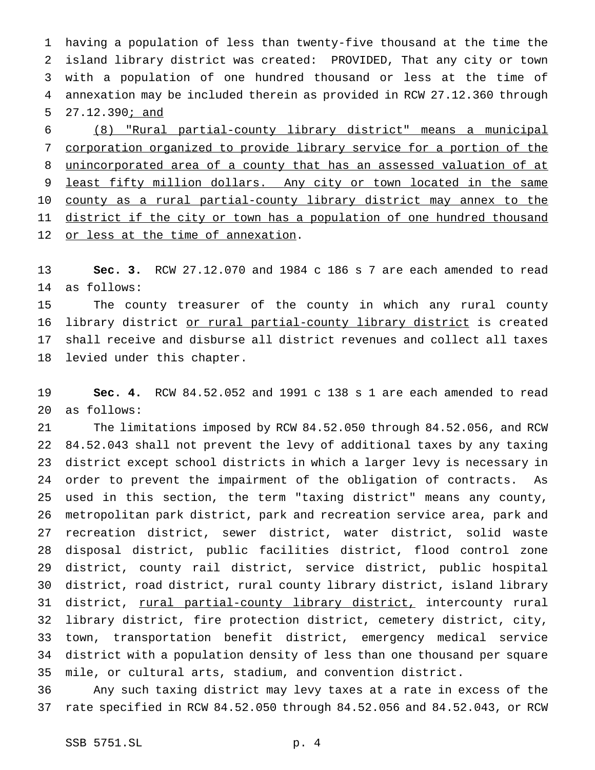having a population of less than twenty-five thousand at the time the island library district was created: PROVIDED, That any city or town with a population of one hundred thousand or less at the time of annexation may be included therein as provided in RCW 27.12.360 through 27.12.390; and

(8) "Rural partial-county library district" means a municipal corporation organized to provide library service for a portion of the unincorporated area of a county that has an assessed valuation of at least fifty million dollars. Any city or town located in the same county as a rural partial-county library district may annex to the district if the city or town has a population of one hundred thousand or less at the time of annexation.

**Sec. 3.** RCW 27.12.070 and 1984 c 186 s 7 are each amended to read as follows:

The county treasurer of the county in which any rural county library district or rural partial-county library district is created shall receive and disburse all district revenues and collect all taxes levied under this chapter.

**Sec. 4.** RCW 84.52.052 and 1991 c 138 s 1 are each amended to read as follows:

The limitations imposed by RCW 84.52.050 through 84.52.056, and RCW 84.52.043 shall not prevent the levy of additional taxes by any taxing district except school districts in which a larger levy is necessary in order to prevent the impairment of the obligation of contracts. As used in this section, the term "taxing district" means any county, metropolitan park district, park and recreation service area, park and recreation district, sewer district, water district, solid waste disposal district, public facilities district, flood control zone district, county rail district, service district, public hospital district, road district, rural county library district, island library district, rural partial-county library district, intercounty rural library district, fire protection district, cemetery district, city, town, transportation benefit district, emergency medical service district with a population density of less than one thousand per square mile, or cultural arts, stadium, and convention district.

Any such taxing district may levy taxes at a rate in excess of the rate specified in RCW 84.52.050 through 84.52.056 and 84.52.043, or RCW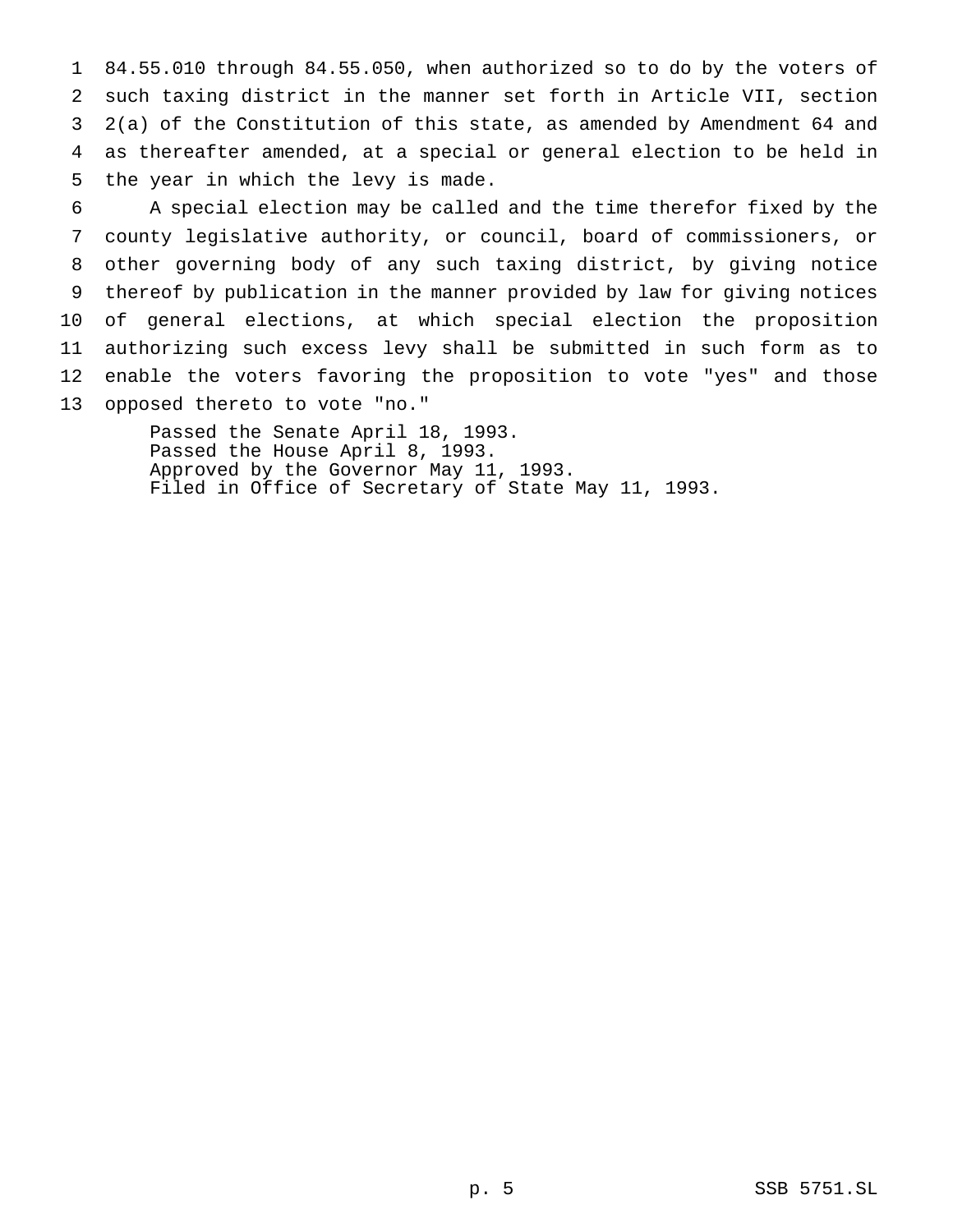84.55.010 through 84.55.050, when authorized so to do by the voters of such taxing district in the manner set forth in Article VII, section 2(a) of the Constitution of this state, as amended by Amendment 64 and as thereafter amended, at a special or general election to be held in the year in which the levy is made.

A special election may be called and the time therefor fixed by the county legislative authority, or council, board of commissioners, or other governing body of any such taxing district, by giving notice thereof by publication in the manner provided by law for giving notices of general elections, at which special election the proposition authorizing such excess levy shall be submitted in such form as to enable the voters favoring the proposition to vote "yes" and those opposed thereto to vote "no."

Passed the Senate April 18, 1993.
Passed the House April 8, 1993.
Approved by the Governor May 11, 1993.
Filed in Office of Secretary of State May 11, 1993.